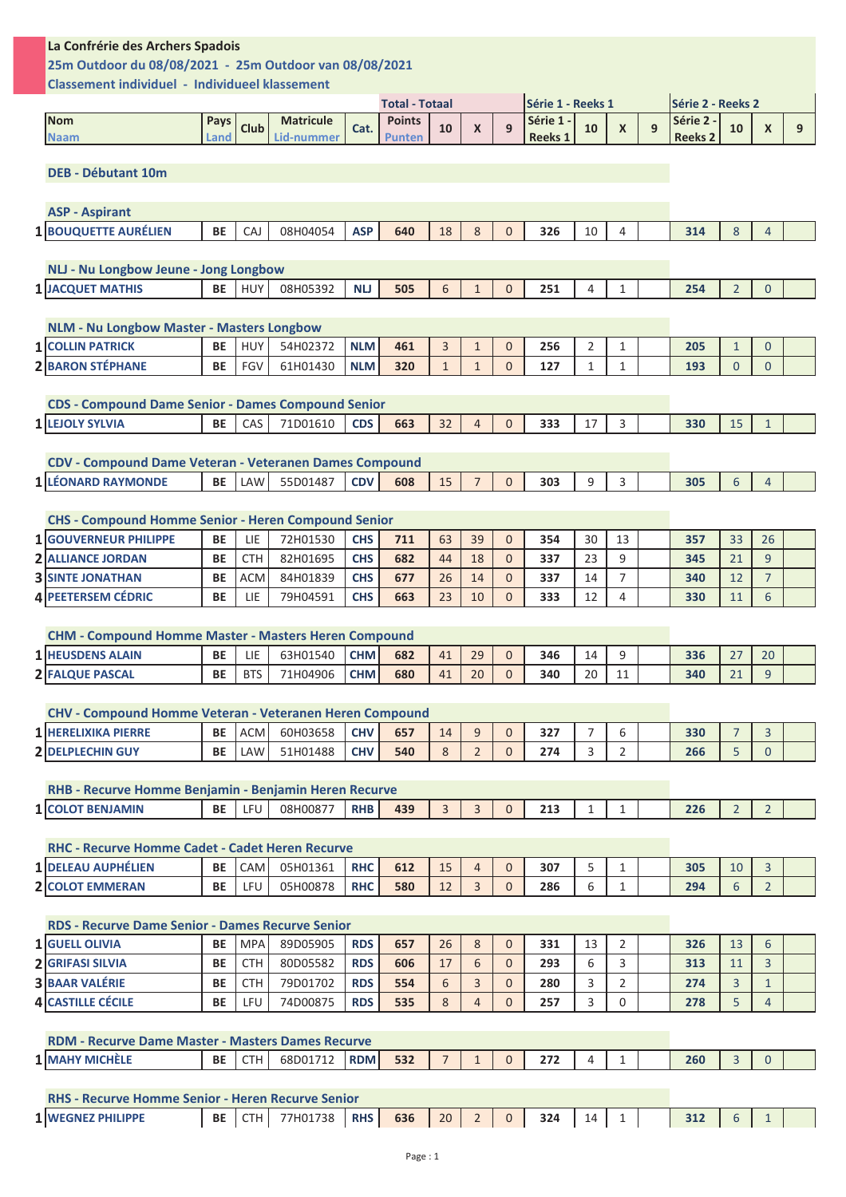**La Confrérie des Archers Spadois**

**25m Outdoor du 08/08/2021 - 25m Outdoor van 08/08/2021**

**Classement individuel - Individueel klassement**

| | Nom / Naam | Pays / Land | Club | Matricule / Lid-nummer | Cat. | Total - Totaal: Points / Punten | 10 | X | 9 | Série 1 - Reeks 1 | 10 | X | 9 | Série 2 - Reeks 2 | 10 | X | 9 |
|---|---|---|---|---|---|---|---|---|---|---|---|---|---|---|---|---|---|
| | **DEB - Débutant 10m** | | | | | | | | | | | | | | | | |
| | **ASP - Aspirant** | | | | | | | | | | | | | | | | |
| 1 | BOUQUETTE AURÉLIEN | BE | CAJ | 08H04054 | ASP | 640 | 18 | 8 | 0 | 326 | 10 | 4 | | 314 | 8 | 4 | |
| | **NLJ - Nu Longbow Jeune - Jong Longbow** | | | | | | | | | | | | | | | | |
| 1 | JACQUET MATHIS | BE | HUY | 08H05392 | NLJ | 505 | 6 | 1 | 0 | 251 | 4 | 1 | | 254 | 2 | 0 | |
| | **NLM - Nu Longbow Master - Masters Longbow** | | | | | | | | | | | | | | | | |
| 1 | COLLIN PATRICK | BE | HUY | 54H02372 | NLM | 461 | 3 | 1 | 0 | 256 | 2 | 1 | | 205 | 1 | 0 | |
| 2 | BARON STÉPHANE | BE | FGV | 61H01430 | NLM | 320 | 1 | 1 | 0 | 127 | 1 | 1 | | 193 | 0 | 0 | |
| | **CDS - Compound Dame Senior - Dames Compound Senior** | | | | | | | | | | | | | | | | |
| 1 | LEJOLY SYLVIA | BE | CAS | 71D01610 | CDS | 663 | 32 | 4 | 0 | 333 | 17 | 3 | | 330 | 15 | 1 | |
| | **CDV - Compound Dame Veteran - Veteranen Dames Compound** | | | | | | | | | | | | | | | | |
| 1 | LÉONARD RAYMONDE | BE | LAW | 55D01487 | CDV | 608 | 15 | 7 | 0 | 303 | 9 | 3 | | 305 | 6 | 4 | |
| | **CHS - Compound Homme Senior - Heren Compound Senior** | | | | | | | | | | | | | | | | |
| 1 | GOUVERNEUR PHILIPPE | BE | LIE | 72H01530 | CHS | 711 | 63 | 39 | 0 | 354 | 30 | 13 | | 357 | 33 | 26 | |
| 2 | ALLIANCE JORDAN | BE | CTH | 82H01695 | CHS | 682 | 44 | 18 | 0 | 337 | 23 | 9 | | 345 | 21 | 9 | |
| 3 | SINTE JONATHAN | BE | ACM | 84H01839 | CHS | 677 | 26 | 14 | 0 | 337 | 14 | 7 | | 340 | 12 | 7 | |
| 4 | PEETERSEM CÉDRIC | BE | LIE | 79H04591 | CHS | 663 | 23 | 10 | 0 | 333 | 12 | 4 | | 330 | 11 | 6 | |
| | **CHM - Compound Homme Master - Masters Heren Compound** | | | | | | | | | | | | | | | | |
| 1 | HEUSDENS ALAIN | BE | LIE | 63H01540 | CHM | 682 | 41 | 29 | 0 | 346 | 14 | 9 | | 336 | 27 | 20 | |
| 2 | FALQUE PASCAL | BE | BTS | 71H04906 | CHM | 680 | 41 | 20 | 0 | 340 | 20 | 11 | | 340 | 21 | 9 | |
| | **CHV - Compound Homme Veteran - Veteranen Heren Compound** | | | | | | | | | | | | | | | | |
| 1 | HERELIXIKA PIERRE | BE | ACM | 60H03658 | CHV | 657 | 14 | 9 | 0 | 327 | 7 | 6 | | 330 | 7 | 3 | |
| 2 | DELPLECHIN GUY | BE | LAW | 51H01488 | CHV | 540 | 8 | 2 | 0 | 274 | 3 | 2 | | 266 | 5 | 0 | |
| | **RHB - Recurve Homme Benjamin - Benjamin Heren Recurve** | | | | | | | | | | | | | | | | |
| 1 | COLOT BENJAMIN | BE | LFU | 08H00877 | RHB | 439 | 3 | 3 | 0 | 213 | 1 | 1 | | 226 | 2 | 2 | |
| | **RHC - Recurve Homme Cadet - Cadet Heren Recurve** | | | | | | | | | | | | | | | | |
| 1 | DELEAU AUPHÉLIEN | BE | CAM | 05H01361 | RHC | 612 | 15 | 4 | 0 | 307 | 5 | 1 | | 305 | 10 | 3 | |
| 2 | COLOT EMMERAN | BE | LFU | 05H00878 | RHC | 580 | 12 | 3 | 0 | 286 | 6 | 1 | | 294 | 6 | 2 | |
| | **RDS - Recurve Dame Senior - Dames Recurve Senior** | | | | | | | | | | | | | | | | |
| 1 | GUELL OLIVIA | BE | MPA | 89D05905 | RDS | 657 | 26 | 8 | 0 | 331 | 13 | 2 | | 326 | 13 | 6 | |
| 2 | GRIFASI SILVIA | BE | CTH | 80D05582 | RDS | 606 | 17 | 6 | 0 | 293 | 6 | 3 | | 313 | 11 | 3 | |
| 3 | BAAR VALÉRIE | BE | CTH | 79D01702 | RDS | 554 | 6 | 3 | 0 | 280 | 3 | 2 | | 274 | 3 | 1 | |
| 4 | CASTILLE CÉCILE | BE | LFU | 74D00875 | RDS | 535 | 8 | 4 | 0 | 257 | 3 | 0 | | 278 | 5 | 4 | |
| | **RDM - Recurve Dame Master - Masters Dames Recurve** | | | | | | | | | | | | | | | | |
| 1 | MAHY MICHÈLE | BE | CTH | 68D01712 | RDM | 532 | 7 | 1 | 0 | 272 | 4 | 1 | | 260 | 3 | 0 | |
| | **RHS - Recurve Homme Senior - Heren Recurve Senior** | | | | | | | | | | | | | | | | |
| 1 | WEGNEZ PHILIPPE | BE | CTH | 77H01738 | RHS | 636 | 20 | 2 | 0 | 324 | 14 | 1 | | 312 | 6 | 1 | |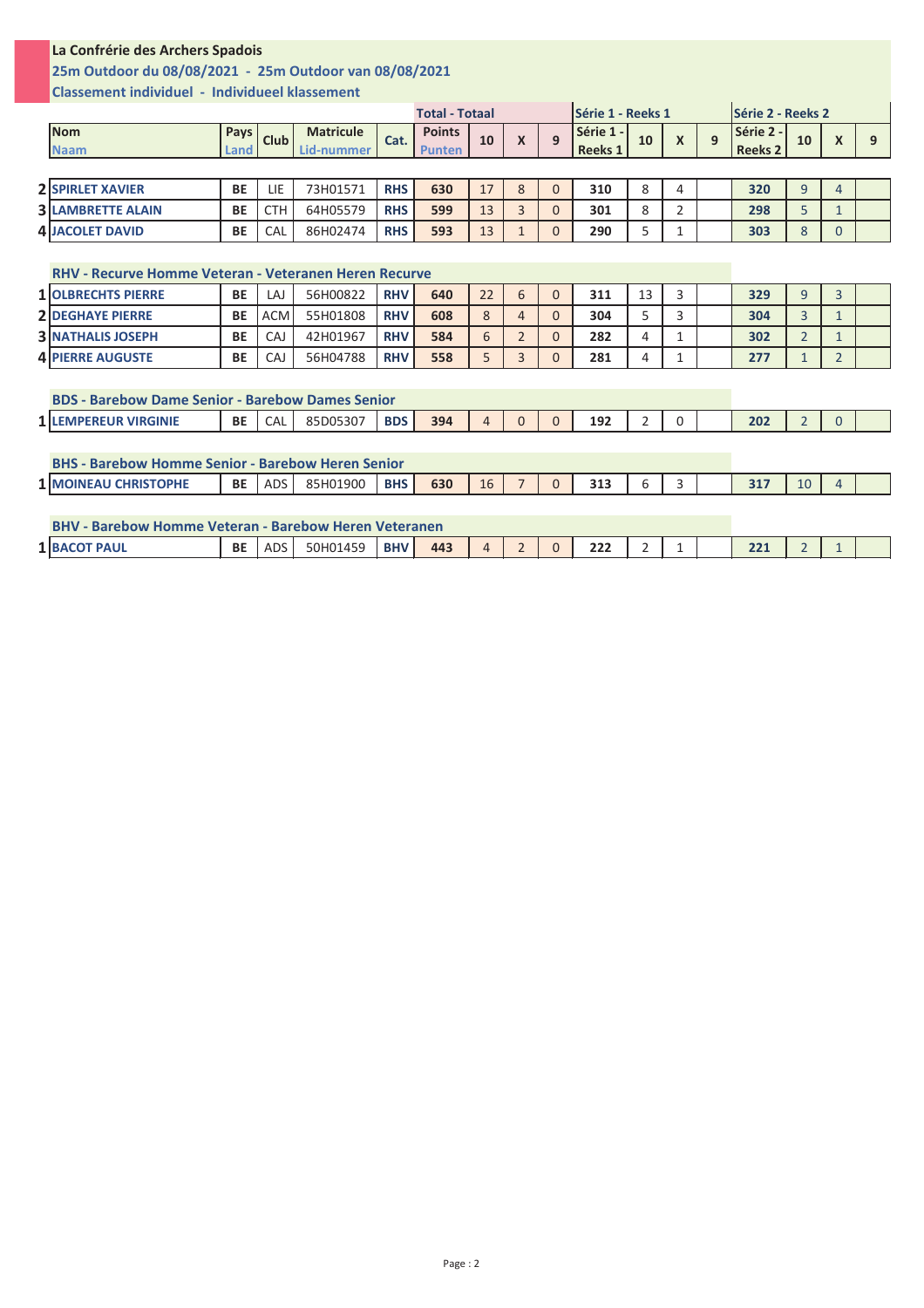**La Confrérie des Archers Spadois**

**25m Outdoor du 08/08/2021 - 25m Outdoor van 08/08/2021**

**Classement individuel - Individueel klassement**

| | Nom / Naam | Pays / Land | Club | Matricule / Lid-nummer | Cat. | Total - Totaal: Points / Punten | 10 | X | 9 | Série 1 - Reeks 1 | 10 | X | 9 | Série 2 - Reeks 2 | 10 | X | 9 |
|---|---|---|---|---|---|---|---|---|---|---|---|---|---|---|---|---|---|
| 2 | SPIRLET XAVIER | BE | LIE | 73H01571 | RHS | 630 | 17 | 8 | 0 | 310 | 8 | 4 | | 320 | 9 | 4 | |
| 3 | LAMBRETTE ALAIN | BE | CTH | 64H05579 | RHS | 599 | 13 | 3 | 0 | 301 | 8 | 2 | | 298 | 5 | 1 | |
| 4 | JACOLET DAVID | BE | CAL | 86H02474 | RHS | 593 | 13 | 1 | 0 | 290 | 5 | 1 | | 303 | 8 | 0 | |
| | **RHV - Recurve Homme Veteran - Veteranen Heren Recurve** | | | | | | | | | | | | | | | | |
| 1 | OLBRECHTS PIERRE | BE | LAJ | 56H00822 | RHV | 640 | 22 | 6 | 0 | 311 | 13 | 3 | | 329 | 9 | 3 | |
| 2 | DEGHAYE PIERRE | BE | ACM | 55H01808 | RHV | 608 | 8 | 4 | 0 | 304 | 5 | 3 | | 304 | 3 | 1 | |
| 3 | NATHALIS JOSEPH | BE | CAJ | 42H01967 | RHV | 584 | 6 | 2 | 0 | 282 | 4 | 1 | | 302 | 2 | 1 | |
| 4 | PIERRE AUGUSTE | BE | CAJ | 56H04788 | RHV | 558 | 5 | 3 | 0 | 281 | 4 | 1 | | 277 | 1 | 2 | |
| | **BDS - Barebow Dame Senior - Barebow Dames Senior** | | | | | | | | | | | | | | | | |
| 1 | LEMPEREUR VIRGINIE | BE | CAL | 85D05307 | BDS | 394 | 4 | 0 | 0 | 192 | 2 | 0 | | 202 | 2 | 0 | |
| | **BHS - Barebow Homme Senior - Barebow Heren Senior** | | | | | | | | | | | | | | | | |
| 1 | MOINEAU CHRISTOPHE | BE | ADS | 85H01900 | BHS | 630 | 16 | 7 | 0 | 313 | 6 | 3 | | 317 | 10 | 4 | |
| | **BHV - Barebow Homme Veteran - Barebow Heren Veteranen** | | | | | | | | | | | | | | | | |
| 1 | BACOT PAUL | BE | ADS | 50H01459 | BHV | 443 | 4 | 2 | 0 | 222 | 2 | 1 | | 221 | 2 | 1 | |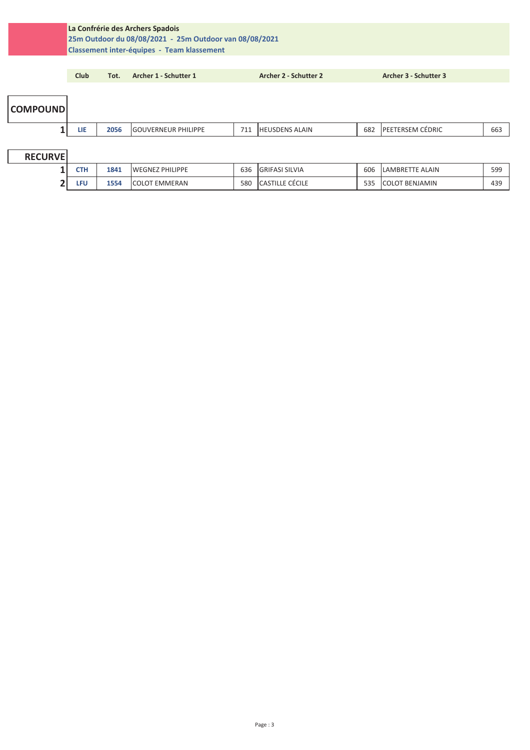**La Confrérie des Archers Spadois**
**25m Outdoor du 08/08/2021 - 25m Outdoor van 08/08/2021**
**Classement inter-équipes - Team klassement**

| | Club | Tot. | Archer 1 - Schutter 1 | | Archer 2 - Schutter 2 | | Archer 3 - Schutter 3 | |
|---|---|---|---|---|---|---|---|---|
| **COMPOUND** | | | | | | | | |
| 1 | LIE | 2056 | GOUVERNEUR PHILIPPE | 711 | HEUSDENS ALAIN | 682 | PEETERSEM CÉDRIC | 663 |
| **RECURVE** | | | | | | | | |
| 1 | CTH | 1841 | WEGNEZ PHILIPPE | 636 | GRIFASI SILVIA | 606 | LAMBRETTE ALAIN | 599 |
| 2 | LFU | 1554 | COLOT EMMERAN | 580 | CASTILLE CÉCILE | 535 | COLOT BENJAMIN | 439 |